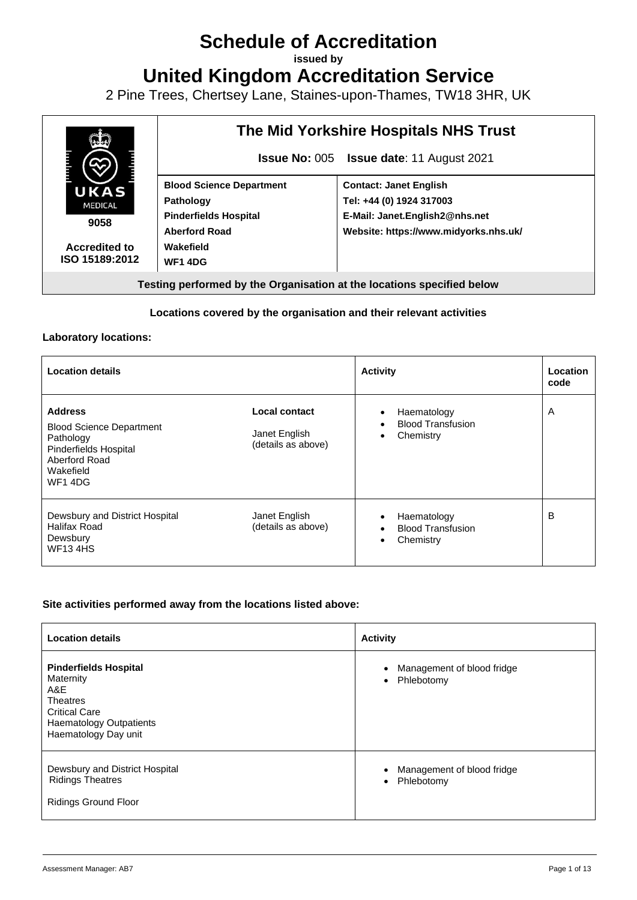# Schedule of Accreditation

**issued by**

# United Kingdom Accreditation Service

2 Pine Trees, Chertsey Lane, Staines-upon-Thames, TW18 3HR, UK

| UKAS MEDICAL 9058 Accredited to ISO 15189:2012 | **The Mid Yorkshire Hospitals NHS Trust** | |
|---|---|---|
| | **Issue No:** 005 **Issue date**: 11 August 2021 | |
| | **Blood Science Department**<br>**Pathology**<br>**Pinderfields Hospital**<br>**Aberford Road**<br>**Wakefield**<br>**WF1 4DG** | **Contact: Janet English**<br>**Tel: +44 (0) 1924 317003**<br>**E-Mail: Janet.English2@nhs.net**<br>**Website: https://www.midyorks.nhs.uk/** |
| **Testing performed by the Organisation at the locations specified below** | | |

**Locations covered by the organisation and their relevant activities**

**Laboratory locations:**

| Location details | | Activity | Location code |
|---|---|---|---|
| **Address**<br>Blood Science Department<br>Pathology<br>Pinderfields Hospital<br>Aberford Road<br>Wakefield<br>WF1 4DG | **Local contact**<br>Janet English<br>(details as above) | • Haematology<br>• Blood Transfusion<br>• Chemistry | A |
| Dewsbury and District Hospital<br>Halifax Road<br>Dewsbury<br>WF13 4HS | Janet English<br>(details as above) | • Haematology<br>• Blood Transfusion<br>• Chemistry | B |

**Site activities performed away from the locations listed above:**

| Location details | Activity |
|---|---|
| **Pinderfields Hospital**<br>Maternity<br>A&E<br>Theatres<br>Critical Care<br>Haematology Outpatients<br>Haematology Day unit | • Management of blood fridge<br>• Phlebotomy |
| Dewsbury and District Hospital<br>Ridings Theatres<br><br>Ridings Ground Floor | • Management of blood fridge<br>• Phlebotomy |

Assessment Manager: AB7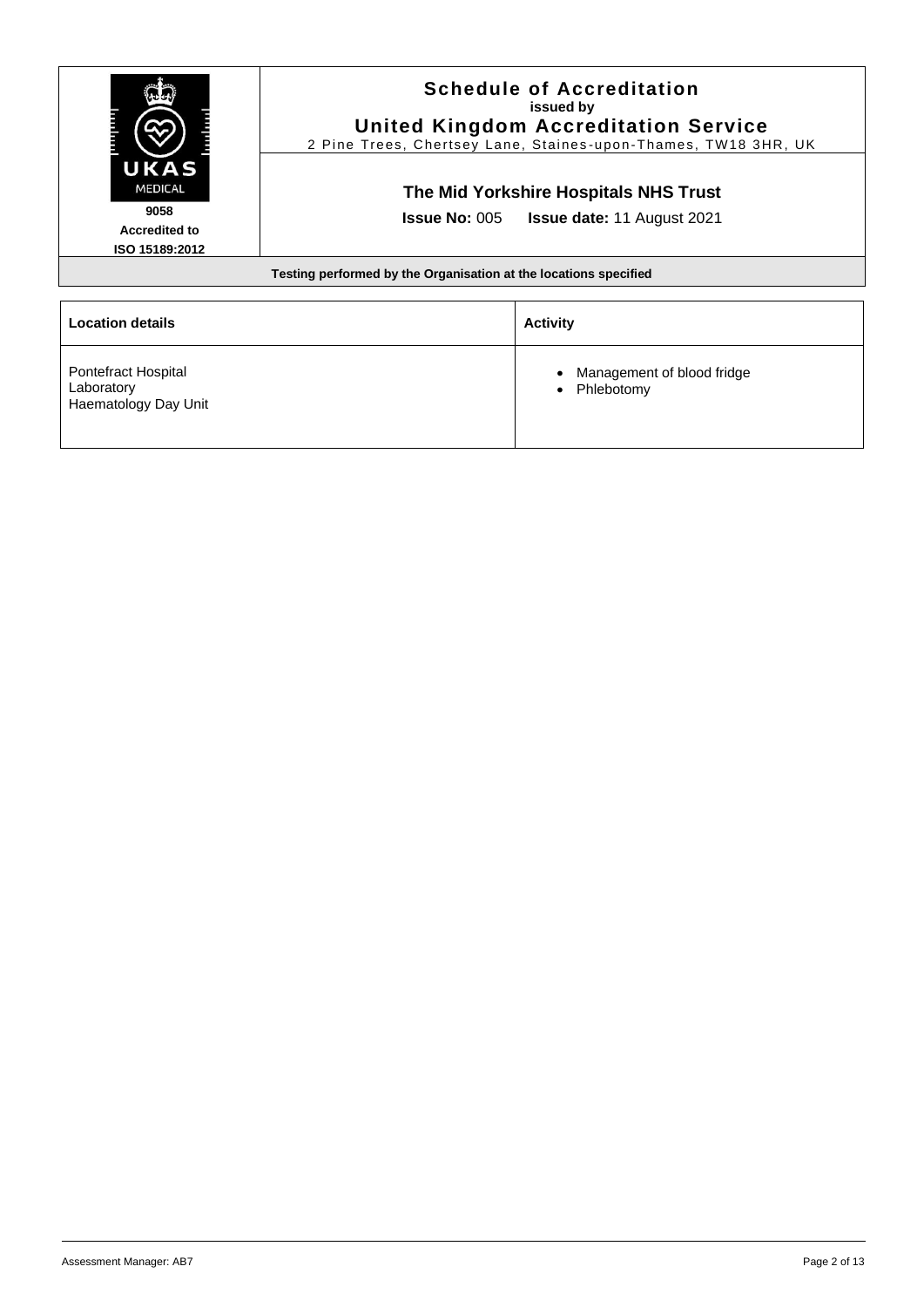# Schedule of Accreditation

**issued by**

**United Kingdom Accreditation Service**

2 Pine Trees, Chertsey Lane, Staines-upon-Thames, TW18 3HR, UK

**9058**
**Accredited to**
**ISO 15189:2012**

## The Mid Yorkshire Hospitals NHS Trust

**Issue No:** 005 **Issue date:** 11 August 2021

**Testing performed by the Organisation at the locations specified**

| Location details | Activity |
|---|---|
| Pontefract Hospital<br>Laboratory<br>Haematology Day Unit | • Management of blood fridge<br>• Phlebotomy |

Assessment Manager: AB7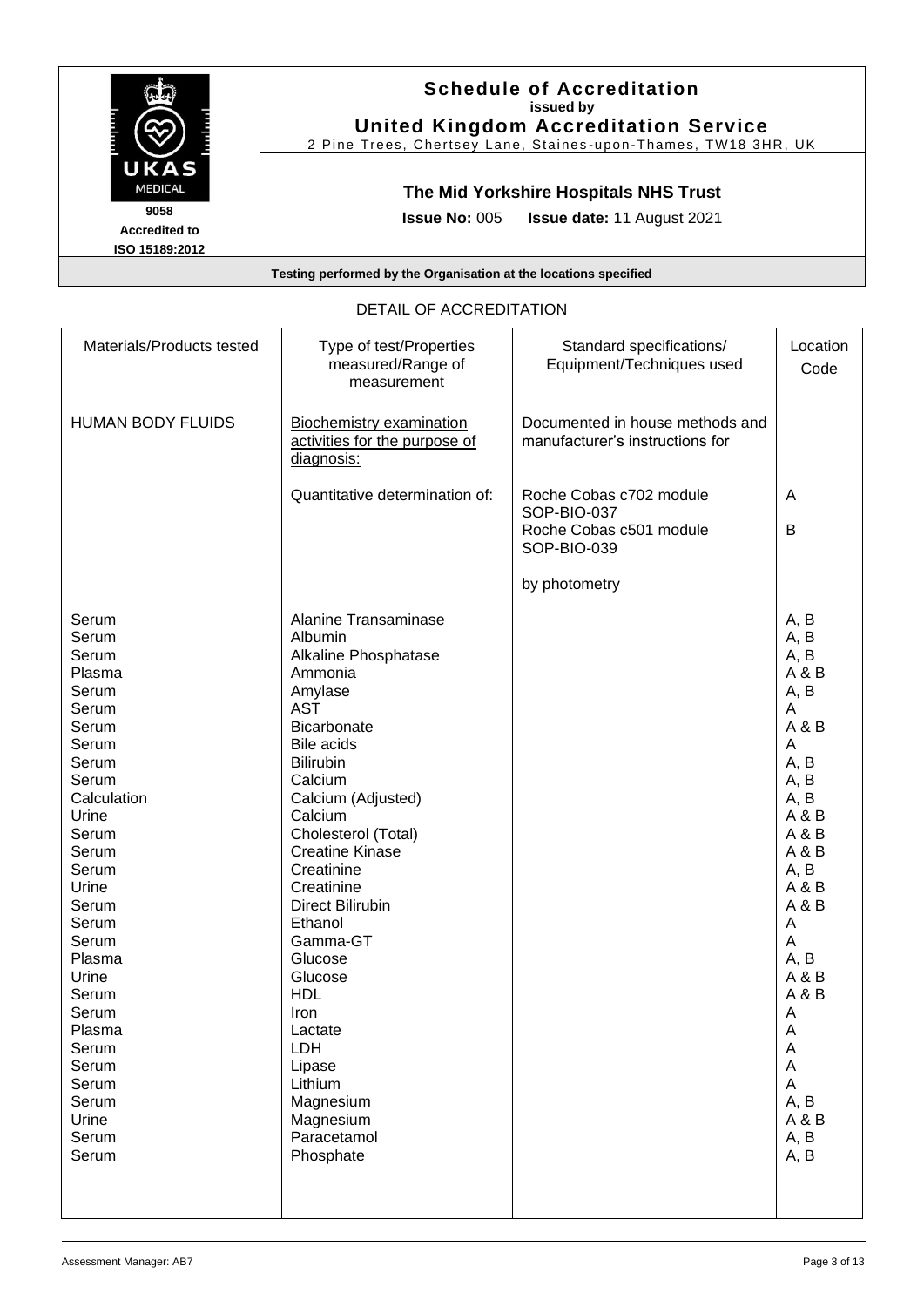**Schedule of Accreditation**
**issued by**
**United Kingdom Accreditation Service**
2 Pine Trees, Chertsey Lane, Staines-upon-Thames, TW18 3HR, UK

UKAS MEDICAL
**9058**
**Accredited to**
**ISO 15189:2012**

**The Mid Yorkshire Hospitals NHS Trust**

**Issue No:** 005 **Issue date:** 11 August 2021

**Testing performed by the Organisation at the locations specified**

DETAIL OF ACCREDITATION

| Materials/Products tested | Type of test/Properties measured/Range of measurement | Standard specifications/ Equipment/Techniques used | Location Code |
|---|---|---|---|
| HUMAN BODY FLUIDS | Biochemistry examination activities for the purpose of diagnosis: | Documented in house methods and manufacturer's instructions for | |
| | Quantitative determination of: | Roche Cobas c702 module SOP-BIO-037 | A |
| | | Roche Cobas c501 module SOP-BIO-039 | B |
| | | by photometry | |
| Serum | Alanine Transaminase | | A, B |
| Serum | Albumin | | A, B |
| Serum | Alkaline Phosphatase | | A, B |
| Plasma | Ammonia | | A & B |
| Serum | Amylase | | A, B |
| Serum | AST | | A |
| Serum | Bicarbonate | | A & B |
| Serum | Bile acids | | A |
| Serum | Bilirubin | | A, B |
| Serum | Calcium | | A, B |
| Calculation | Calcium (Adjusted) | | A, B |
| Urine | Calcium | | A & B |
| Serum | Cholesterol (Total) | | A & B |
| Serum | Creatine Kinase | | A & B |
| Serum | Creatinine | | A, B |
| Urine | Creatinine | | A & B |
| Serum | Direct Bilirubin | | A & B |
| Serum | Ethanol | | A |
| Serum | Gamma-GT | | A |
| Plasma | Glucose | | A, B |
| Urine | Glucose | | A & B |
| Serum | HDL | | A & B |
| Serum | Iron | | A |
| Plasma | Lactate | | A |
| Serum | LDH | | A |
| Serum | Lipase | | A |
| Serum | Lithium | | A |
| Serum | Magnesium | | A, B |
| Urine | Magnesium | | A & B |
| Serum | Paracetamol | | A, B |
| Serum | Phosphate | | A, B |

Assessment Manager: AB7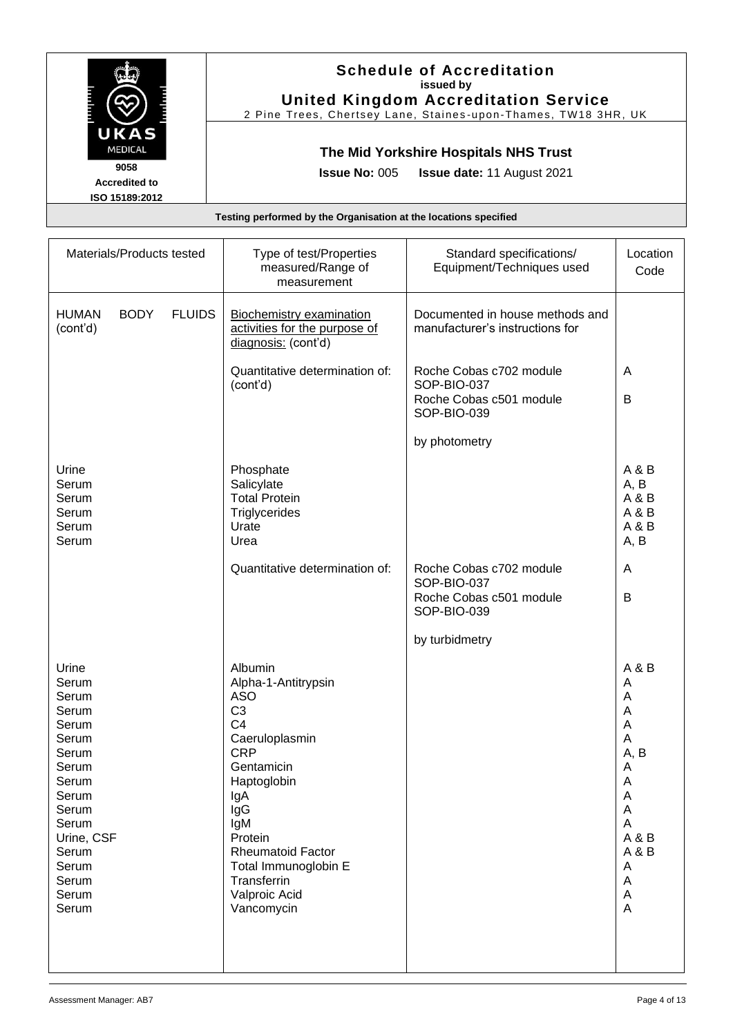**Schedule of Accreditation**
**issued by**
**United Kingdom Accreditation Service**
2 Pine Trees, Chertsey Lane, Staines-upon-Thames, TW18 3HR, UK

UKAS MEDICAL
9058
Accredited to
ISO 15189:2012

**The Mid Yorkshire Hospitals NHS Trust**

**Issue No:** 005 **Issue date:** 11 August 2021

**Testing performed by the Organisation at the locations specified**

| Materials/Products tested | Type of test/Properties measured/Range of measurement | Standard specifications/ Equipment/Techniques used | Location Code |
|---|---|---|---|
| HUMAN BODY FLUIDS (cont'd) | Biochemistry examination activities for the purpose of diagnosis: (cont'd) | Documented in house methods and manufacturer's instructions for | |
| | Quantitative determination of: (cont'd) | Roche Cobas c702 module SOP-BIO-037 | A |
| | | Roche Cobas c501 module SOP-BIO-039 | B |
| | | by photometry | |
| Urine | Phosphate | | A & B |
| Serum | Salicylate | | A, B |
| Serum | Total Protein | | A & B |
| Serum | Triglycerides | | A & B |
| Serum | Urate | | A & B |
| Serum | Urea | | A, B |
| | Quantitative determination of: | Roche Cobas c702 module SOP-BIO-037 | A |
| | | Roche Cobas c501 module SOP-BIO-039 | B |
| | | by turbidmetry | |
| Urine | Albumin | | A & B |
| Serum | Alpha-1-Antitrypsin | | A |
| Serum | ASO | | A |
| Serum | C3 | | A |
| Serum | C4 | | A |
| Serum | Caeruloplasmin | | A |
| Serum | CRP | | A, B |
| Serum | Gentamicin | | A |
| Serum | Haptoglobin | | A |
| Serum | IgA | | A |
| Serum | IgG | | A |
| Serum | IgM | | A |
| Urine, CSF | Protein | | A & B |
| Serum | Rheumatoid Factor | | A & B |
| Serum | Total Immunoglobin E | | A |
| Serum | Transferrin | | A |
| Serum | Valproic Acid | | A |
| Serum | Vancomycin | | A |

Assessment Manager: AB7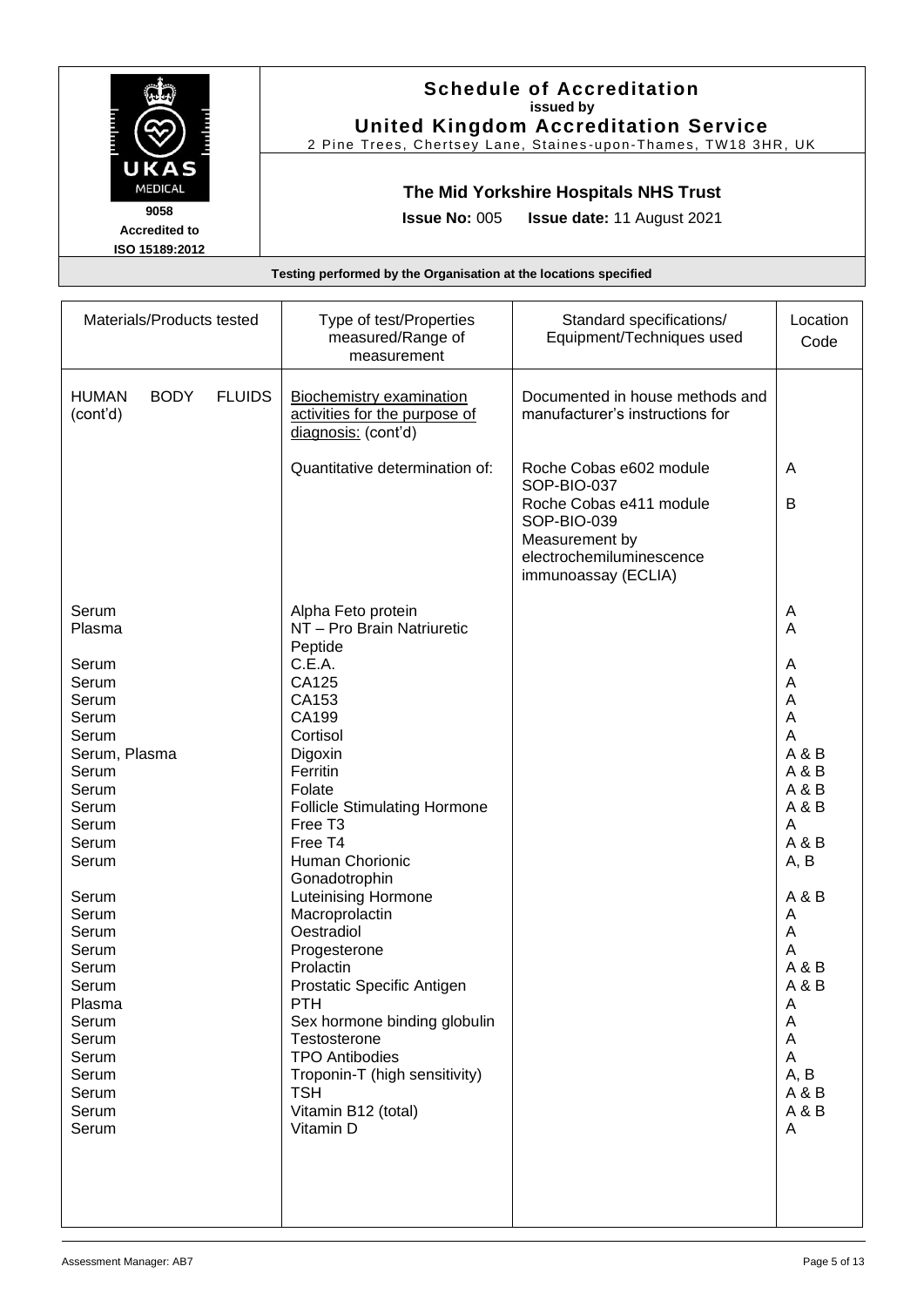## Schedule of Accreditation
**issued by**
**United Kingdom Accreditation Service**

2 Pine Trees, Chertsey Lane, Staines-upon-Thames, TW18 3HR, UK

UKAS MEDICAL
9058
Accredited to
ISO 15189:2012

### The Mid Yorkshire Hospitals NHS Trust

**Issue No:** 005 **Issue date:** 11 August 2021

**Testing performed by the Organisation at the locations specified**

| Materials/Products tested | Type of test/Properties measured/Range of measurement | Standard specifications/ Equipment/Techniques used | Location Code |
|---|---|---|---|
| HUMAN BODY FLUIDS (cont'd) | Biochemistry examination activities for the purpose of diagnosis: (cont'd) | Documented in house methods and manufacturer's instructions for | |
| | Quantitative determination of: | Roche Cobas e602 module SOP-BIO-037 | A |
| | | Roche Cobas e411 module SOP-BIO-039 | B |
| | | Measurement by electrochemiluminescence immunoassay (ECLIA) | |
| Serum | Alpha Feto protein | | A |
| Plasma | NT – Pro Brain Natriuretic Peptide | | A |
| Serum | C.E.A. | | A |
| Serum | CA125 | | A |
| Serum | CA153 | | A |
| Serum | CA199 | | A |
| Serum | Cortisol | | A |
| Serum, Plasma | Digoxin | | A & B |
| Serum | Ferritin | | A & B |
| Serum | Folate | | A & B |
| Serum | Follicle Stimulating Hormone | | A & B |
| Serum | Free T3 | | A |
| Serum | Free T4 | | A & B |
| Serum | Human Chorionic Gonadotrophin | | A, B |
| Serum | Luteinising Hormone | | A & B |
| Serum | Macroprolactin | | A |
| Serum | Oestradiol | | A |
| Serum | Progesterone | | A |
| Serum | Prolactin | | A & B |
| Serum | Prostatic Specific Antigen | | A & B |
| Plasma | PTH | | A |
| Serum | Sex hormone binding globulin | | A |
| Serum | Testosterone | | A |
| Serum | TPO Antibodies | | A |
| Serum | Troponin-T (high sensitivity) | | A, B |
| Serum | TSH | | A & B |
| Serum | Vitamin B12 (total) | | A & B |
| Serum | Vitamin D | | A |

Assessment Manager: AB7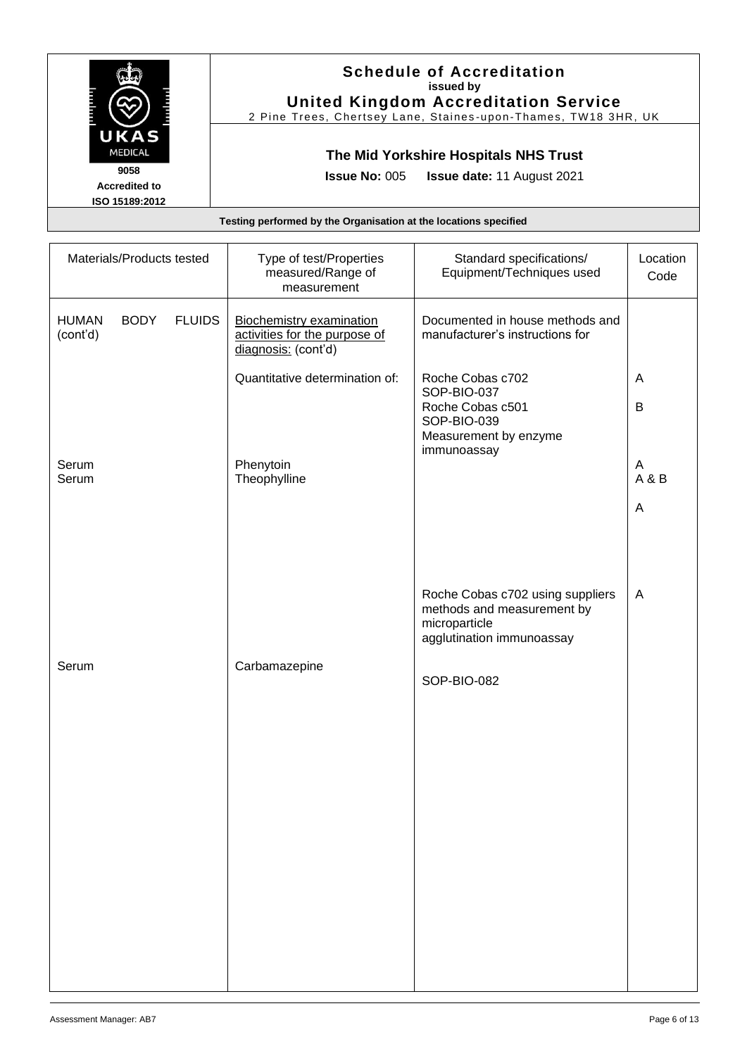# Schedule of Accreditation
**issued by**
**United Kingdom Accreditation Service**
2 Pine Trees, Chertsey Lane, Staines-upon-Thames, TW18 3HR, UK

UKAS MEDICAL
9058
Accredited to
ISO 15189:2012

**The Mid Yorkshire Hospitals NHS Trust**

**Issue No:** 005 **Issue date:** 11 August 2021

**Testing performed by the Organisation at the locations specified**

| Materials/Products tested | Type of test/Properties measured/Range of measurement | Standard specifications/ Equipment/Techniques used | Location Code |
|---|---|---|---|
| HUMAN BODY FLUIDS (cont'd) | <u>Biochemistry examination activities for the purpose of diagnosis:</u> (cont'd) | Documented in house methods and manufacturer's instructions for | |
| | Quantitative determination of: | Roche Cobas c702<br>SOP-BIO-037<br>Roche Cobas c501<br>SOP-BIO-039<br>Measurement by enzyme immunoassay | A<br><br>B |
| Serum | Phenytoin | | A |
| Serum | Theophylline | | A & B |
| | | | A |
| | | Roche Cobas c702 using suppliers methods and measurement by microparticle agglutination immunoassay | A |
| Serum | Carbamazepine | SOP-BIO-082 | |

Assessment Manager: AB7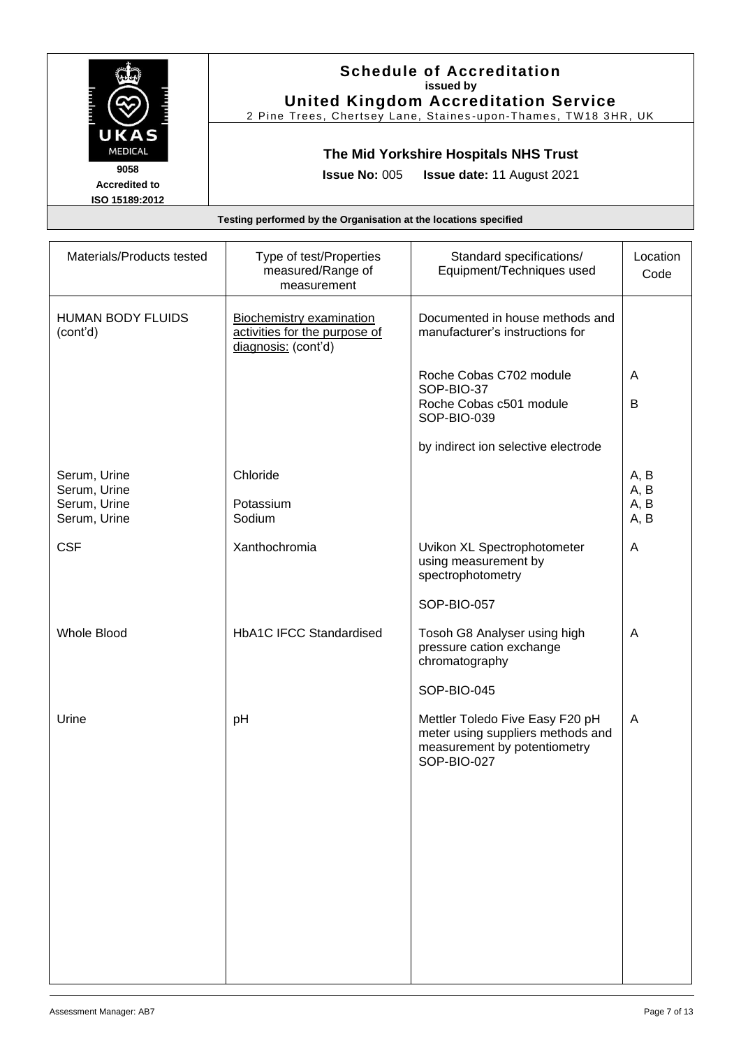**Schedule of Accreditation**
**issued by**
**United Kingdom Accreditation Service**
2 Pine Trees, Chertsey Lane, Staines-upon-Thames, TW18 3HR, UK

UKAS MEDICAL
**9058**
**Accredited to**
**ISO 15189:2012**

**The Mid Yorkshire Hospitals NHS Trust**

**Issue No:** 005 **Issue date:** 11 August 2021

**Testing performed by the Organisation at the locations specified**

| Materials/Products tested | Type of test/Properties measured/Range of measurement | Standard specifications/ Equipment/Techniques used | Location Code |
|---|---|---|---|
| HUMAN BODY FLUIDS (cont'd) | Biochemistry examination activities for the purpose of diagnosis: (cont'd) | Documented in house methods and manufacturer's instructions for | |
| | | Roche Cobas C702 module SOP-BIO-37 | A |
| | | Roche Cobas c501 module SOP-BIO-039 | B |
| | | by indirect ion selective electrode | |
| Serum, Urine | Chloride | | A, B |
| Serum, Urine | | | A, B |
| Serum, Urine | Potassium | | A, B |
| Serum, Urine | Sodium | | A, B |
| CSF | Xanthochromia | Uvikon XL Spectrophotometer using measurement by spectrophotometry<br><br>SOP-BIO-057 | A |
| Whole Blood | HbA1C IFCC Standardised | Tosoh G8 Analyser using high pressure cation exchange chromatography<br><br>SOP-BIO-045 | A |
| Urine | pH | Mettler Toledo Five Easy F20 pH meter using suppliers methods and measurement by potentiometry SOP-BIO-027 | A |

Assessment Manager: AB7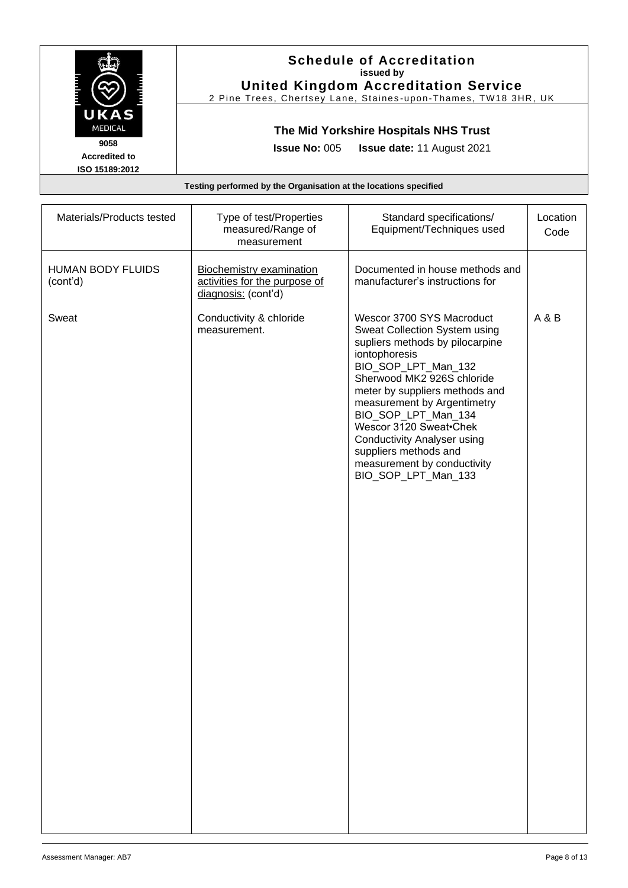# Schedule of Accreditation

**issued by**

**United Kingdom Accreditation Service**

2 Pine Trees, Chertsey Lane, Staines-upon-Thames, TW18 3HR, UK

UKAS MEDICAL

**9058**

**Accredited to ISO 15189:2012**

## The Mid Yorkshire Hospitals NHS Trust

**Issue No:** 005 **Issue date:** 11 August 2021

**Testing performed by the Organisation at the locations specified**

| Materials/Products tested | Type of test/Properties measured/Range of measurement | Standard specifications/ Equipment/Techniques used | Location Code |
|---|---|---|---|
| HUMAN BODY FLUIDS (cont'd) | Biochemistry examination activities for the purpose of diagnosis: (cont'd) | Documented in house methods and manufacturer's instructions for | |
| Sweat | Conductivity & chloride measurement. | Wescor 3700 SYS Macroduct Sweat Collection System using supliers methods by pilocarpine iontophoresis BIO_SOP_LPT_Man_132 Sherwood MK2 926S chloride meter by suppliers methods and measurement by Argentimetry BIO_SOP_LPT_Man_134 Wescor 3120 Sweat•Chek Conductivity Analyser using suppliers methods and measurement by conductivity BIO_SOP_LPT_Man_133 | A & B |

Assessment Manager: AB7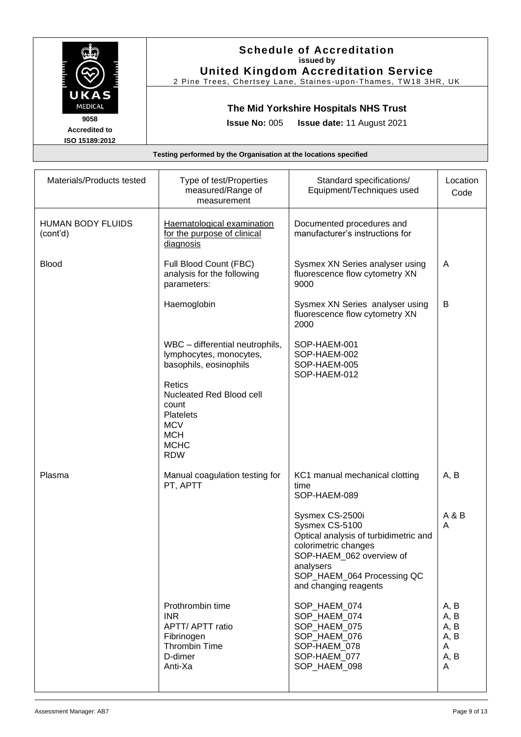# Schedule of Accreditation

**issued by**

**United Kingdom Accreditation Service**

2 Pine Trees, Chertsey Lane, Staines-upon-Thames, TW18 3HR, UK

UKAS MEDICAL

9058

Accredited to ISO 15189:2012

## The Mid Yorkshire Hospitals NHS Trust

**Issue No:** 005 **Issue date:** 11 August 2021

**Testing performed by the Organisation at the locations specified**

| Materials/Products tested | Type of test/Properties measured/Range of measurement | Standard specifications/ Equipment/Techniques used | Location Code |
|---|---|---|---|
| HUMAN BODY FLUIDS (cont'd) | Haematological examination for the purpose of clinical diagnosis | Documented procedures and manufacturer's instructions for | |
| Blood | Full Blood Count (FBC) analysis for the following parameters: | Sysmex XN Series analyser using fluorescence flow cytometry XN 9000 | A |
| | Haemoglobin | Sysmex XN Series analyser using fluorescence flow cytometry XN 2000 | B |
| | WBC – differential neutrophils, lymphocytes, monocytes, basophils, eosinophils<br><br>Retics<br>Nucleated Red Blood cell count<br>Platelets<br>MCV<br>MCH<br>MCHC<br>RDW | SOP-HAEM-001<br>SOP-HAEM-002<br>SOP-HAEM-005<br>SOP-HAEM-012 | |
| Plasma | Manual coagulation testing for PT, APTT | KC1 manual mechanical clotting time<br>SOP-HAEM-089 | A, B |
| | | Sysmex CS-2500i<br>Sysmex CS-5100<br>Optical analysis of turbidimetric and colorimetric changes<br>SOP-HAEM_062 overview of analysers<br>SOP_HAEM_064 Processing QC and changing reagents | A & B<br>A |
| | Prothrombin time<br>INR<br>APTT/ APTT ratio<br>Fibrinogen<br>Thrombin Time<br>D-dimer<br>Anti-Xa | SOP_HAEM_074<br>SOP_HAEM_074<br>SOP_HAEM_075<br>SOP_HAEM_076<br>SOP-HAEM_078<br>SOP-HAEM_077<br>SOP_HAEM_098 | A, B<br>A, B<br>A, B<br>A, B<br>A<br>A, B<br>A |

Assessment Manager: AB7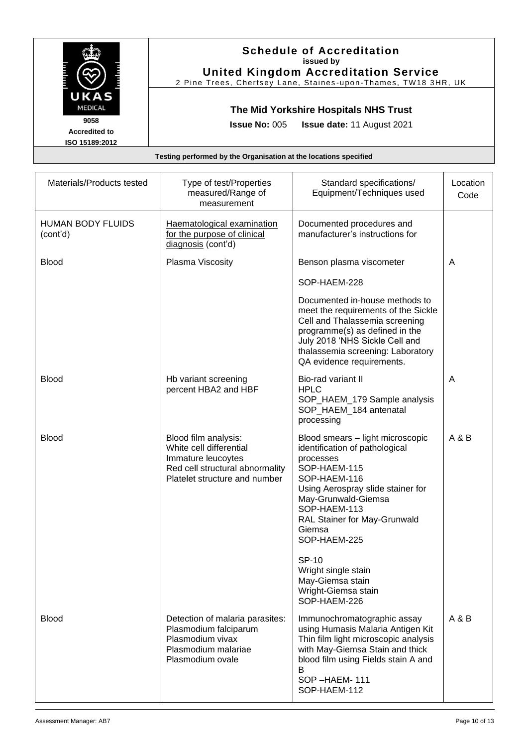# Schedule of Accreditation
**issued by**
**United Kingdom Accreditation Service**
2 Pine Trees, Chertsey Lane, Staines-upon-Thames, TW18 3HR, UK

UKAS MEDICAL
**9058**
**Accredited to ISO 15189:2012**

## The Mid Yorkshire Hospitals NHS Trust

**Issue No:** 005 **Issue date:** 11 August 2021

**Testing performed by the Organisation at the locations specified**

| Materials/Products tested | Type of test/Properties measured/Range of measurement | Standard specifications/ Equipment/Techniques used | Location Code |
|---|---|---|---|
| HUMAN BODY FLUIDS (cont'd) | Haematological examination for the purpose of clinical diagnosis (cont'd) | Documented procedures and manufacturer's instructions for | |
| Blood | Plasma Viscosity | Benson plasma viscometer<br><br>SOP-HAEM-228<br><br>Documented in-house methods to meet the requirements of the Sickle Cell and Thalassemia screening programme(s) as defined in the July 2018 'NHS Sickle Cell and thalassemia screening: Laboratory QA evidence requirements. | A |
| Blood | Hb variant screening percent HBA2 and HBF | Bio-rad variant II<br>HPLC<br>SOP_HAEM_179 Sample analysis<br>SOP_HAEM_184 antenatal processing | A |
| Blood | Blood film analysis:<br>White cell differential<br>Immature leucoytes<br>Red cell structural abnormality<br>Platelet structure and number | Blood smears – light microscopic identification of pathological processes<br>SOP-HAEM-115<br>SOP-HAEM-116<br>Using Aerospray slide stainer for May-Grunwald-Giemsa<br>SOP-HAEM-113<br>RAL Stainer for May-Grunwald Giemsa<br>SOP-HAEM-225<br><br>SP-10<br>Wright single stain<br>May-Giemsa stain<br>Wright-Giemsa stain<br>SOP-HAEM-226 | A & B |
| Blood | Detection of malaria parasites:<br>Plasmodium falciparum<br>Plasmodium vivax<br>Plasmodium malariae<br>Plasmodium ovale | Immunochromatographic assay using Humasis Malaria Antigen Kit<br>Thin film light microscopic analysis with May-Giemsa Stain and thick blood film using Fields stain A and B<br>SOP –HAEM- 111<br>SOP-HAEM-112 | A & B |

Assessment Manager: AB7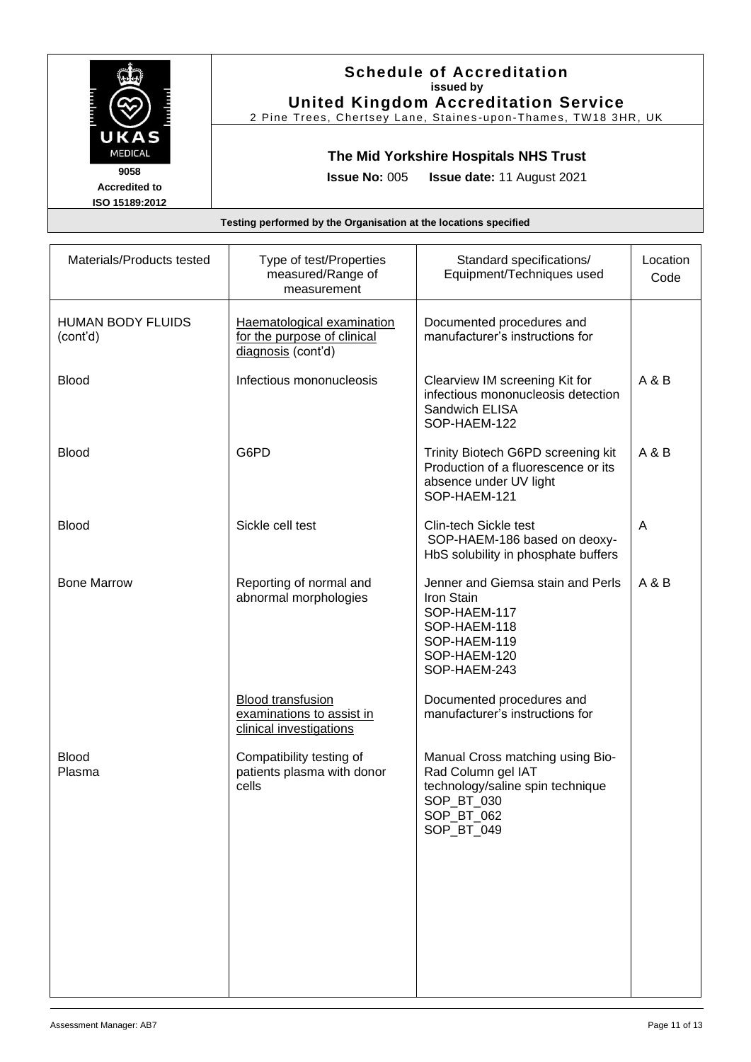# Schedule of Accreditation

issued by

**United Kingdom Accreditation Service**

2 Pine Trees, Chertsey Lane, Staines-upon-Thames, TW18 3HR, UK

**The Mid Yorkshire Hospitals NHS Trust**

**Issue No:** 005 **Issue date:** 11 August 2021

9058
Accredited to
ISO 15189:2012

**Testing performed by the Organisation at the locations specified**

| Materials/Products tested | Type of test/Properties measured/Range of measurement | Standard specifications/ Equipment/Techniques used | Location Code |
|---|---|---|---|
| HUMAN BODY FLUIDS (cont'd) | Haematological examination for the purpose of clinical diagnosis (cont'd) | Documented procedures and manufacturer's instructions for | |
| Blood | Infectious mononucleosis | Clearview IM screening Kit for infectious mononucleosis detection Sandwich ELISA SOP-HAEM-122 | A & B |
| Blood | G6PD | Trinity Biotech G6PD screening kit Production of a fluorescence or its absence under UV light SOP-HAEM-121 | A & B |
| Blood | Sickle cell test | Clin-tech Sickle test SOP-HAEM-186 based on deoxy-HbS solubility in phosphate buffers | A |
| Bone Marrow | Reporting of normal and abnormal morphologies | Jenner and Giemsa stain and Perls Iron Stain SOP-HAEM-117 SOP-HAEM-118 SOP-HAEM-119 SOP-HAEM-120 SOP-HAEM-243 | A & B |
| | Blood transfusion examinations to assist in clinical investigations | Documented procedures and manufacturer's instructions for | |
| Blood Plasma | Compatibility testing of patients plasma with donor cells | Manual Cross matching using Bio-Rad Column gel IAT technology/saline spin technique SOP_BT_030 SOP_BT_062 SOP_BT_049 | |

Assessment Manager: AB7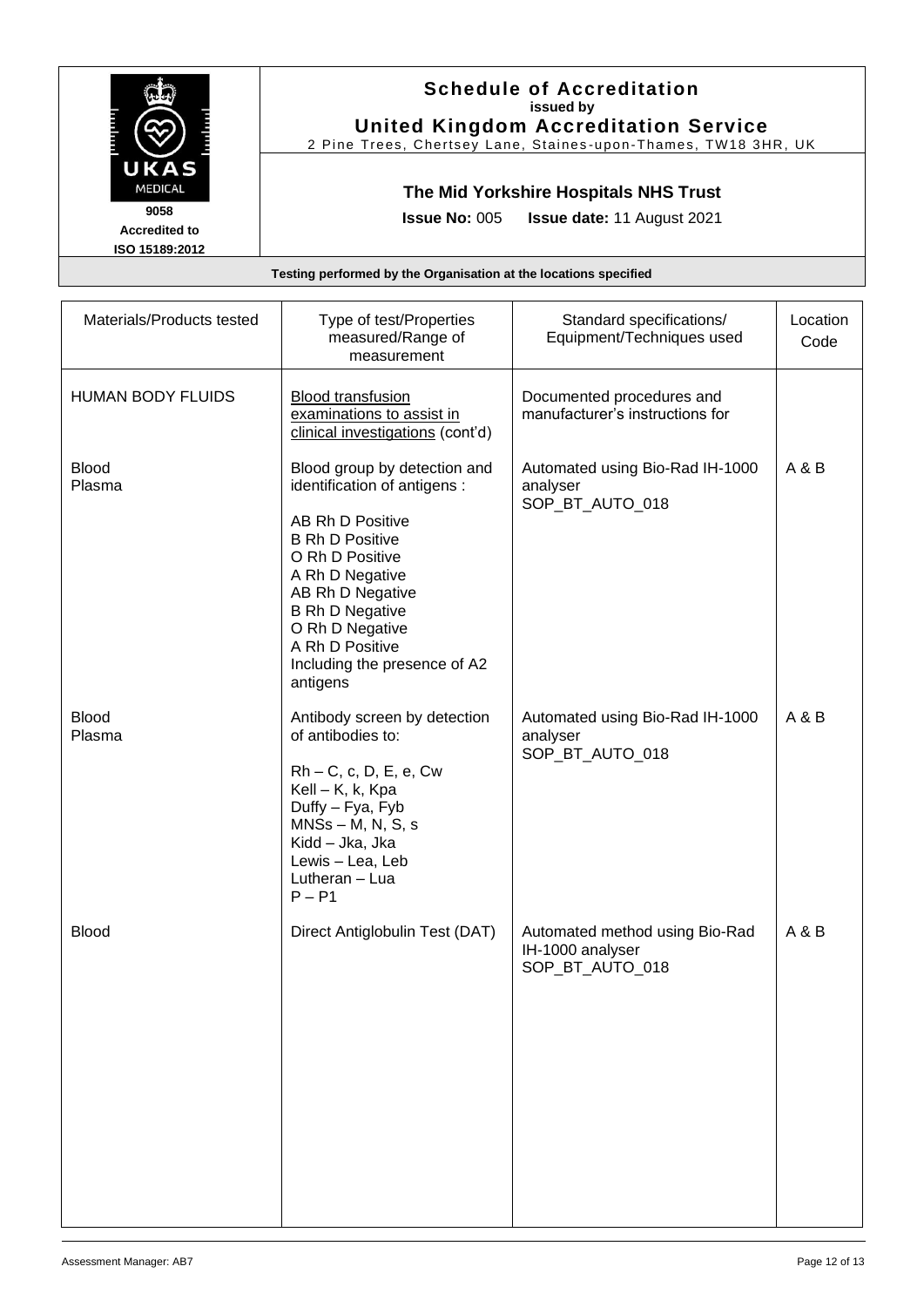# Schedule of Accreditation

**issued by**

**United Kingdom Accreditation Service**

2 Pine Trees, Chertsey Lane, Staines-upon-Thames, TW18 3HR, UK

UKAS MEDICAL

9058

Accredited to

ISO 15189:2012

## The Mid Yorkshire Hospitals NHS Trust

**Issue No:** 005 **Issue date:** 11 August 2021

**Testing performed by the Organisation at the locations specified**

| Materials/Products tested | Type of test/Properties measured/Range of measurement | Standard specifications/ Equipment/Techniques used | Location Code |
|---|---|---|---|
| HUMAN BODY FLUIDS | Blood transfusion examinations to assist in clinical investigations (cont'd) | Documented procedures and manufacturer's instructions for | |
| Blood<br>Plasma | Blood group by detection and identification of antigens :<br><br>AB Rh D Positive<br>B Rh D Positive<br>O Rh D Positive<br>A Rh D Negative<br>AB Rh D Negative<br>B Rh D Negative<br>O Rh D Negative<br>A Rh D Positive<br>Including the presence of A2 antigens | Automated using Bio-Rad IH-1000 analyser<br>SOP_BT_AUTO_018 | A & B |
| Blood<br>Plasma | Antibody screen by detection of antibodies to:<br><br>Rh – C, c, D, E, e, Cw<br>Kell – K, k, Kpa<br>Duffy – Fya, Fyb<br>MNSs – M, N, S, s<br>Kidd – Jka, Jka<br>Lewis – Lea, Leb<br>Lutheran – Lua<br>P – P1 | Automated using Bio-Rad IH-1000 analyser<br>SOP_BT_AUTO_018 | A & B |
| Blood | Direct Antiglobulin Test (DAT) | Automated method using Bio-Rad IH-1000 analyser<br>SOP_BT_AUTO_018 | A & B |

Assessment Manager: AB7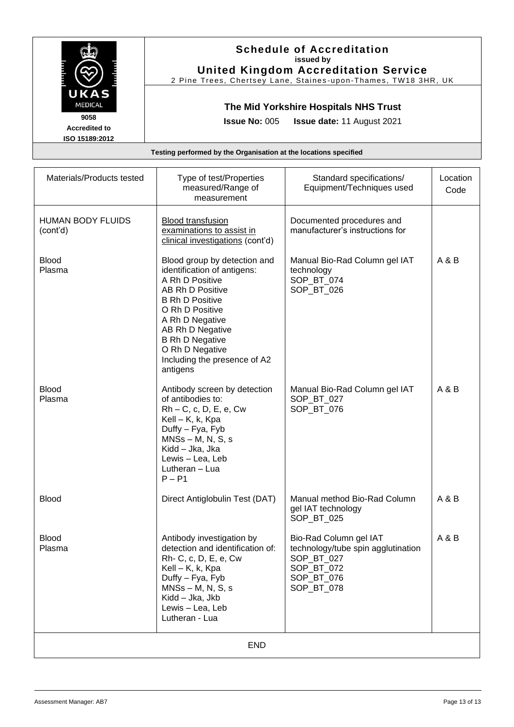**Schedule of Accreditation**
**issued by**
**United Kingdom Accreditation Service**
2 Pine Trees, Chertsey Lane, Staines-upon-Thames, TW18 3HR, UK

UKAS MEDICAL
**9058**
**Accredited to**
**ISO 15189:2012**

**The Mid Yorkshire Hospitals NHS Trust**

**Issue No:** 005 **Issue date:** 11 August 2021

**Testing performed by the Organisation at the locations specified**

| Materials/Products tested | Type of test/Properties measured/Range of measurement | Standard specifications/ Equipment/Techniques used | Location Code |
|---|---|---|---|
| HUMAN BODY FLUIDS (cont'd) | Blood transfusion examinations to assist in clinical investigations (cont'd) | Documented procedures and manufacturer's instructions for | |
| Blood<br>Plasma | Blood group by detection and identification of antigens:<br>A Rh D Positive<br>AB Rh D Positive<br>B Rh D Positive<br>O Rh D Positive<br>A Rh D Negative<br>AB Rh D Negative<br>B Rh D Negative<br>O Rh D Negative<br>Including the presence of A2 antigens | Manual Bio-Rad Column gel IAT technology<br>SOP_BT_074<br>SOP_BT_026 | A & B |
| Blood<br>Plasma | Antibody screen by detection of antibodies to:<br>Rh – C, c, D, E, e, Cw<br>Kell – K, k, Kpa<br>Duffy – Fya, Fyb<br>MNSs – M, N, S, s<br>Kidd – Jka, Jka<br>Lewis – Lea, Leb<br>Lutheran – Lua<br>P – P1 | Manual Bio-Rad Column gel IAT<br>SOP_BT_027<br>SOP_BT_076 | A & B |
| Blood | Direct Antiglobulin Test (DAT) | Manual method Bio-Rad Column gel IAT technology<br>SOP_BT_025 | A & B |
| Blood<br>Plasma | Antibody investigation by detection and identification of:<br>Rh- C, c, D, E, e, Cw<br>Kell – K, k, Kpa<br>Duffy – Fya, Fyb<br>MNSs – M, N, S, s<br>Kidd – Jka, Jkb<br>Lewis – Lea, Leb<br>Lutheran - Lua | Bio-Rad Column gel IAT technology/tube spin agglutination<br>SOP_BT_027<br>SOP_BT_072<br>SOP_BT_076<br>SOP_BT_078 | A & B |

END

Assessment Manager: AB7